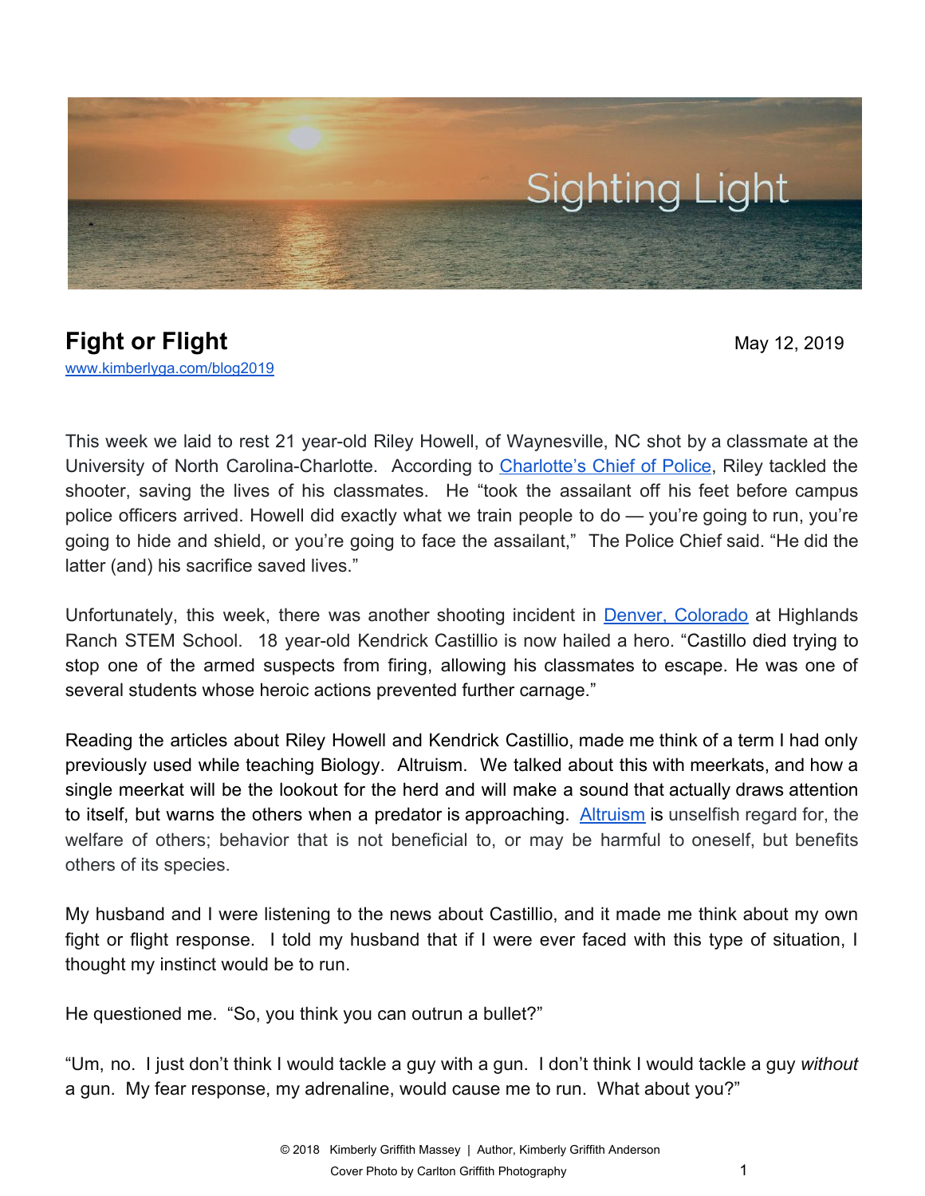# Fight or Flight

May 12, 2019

www.kimberlyga.com/blog2019

This week we laid to rest 21 year-old Riley Howell, of Waynesville, NC shot by a classmate at the University of North Carolina-Charlotte. According to Charlotte's Chief of Police, Riley tackled the shooter, saving the lives of his classmates. He "took the assailant off his feet before campus police officers arrived. Howell did exactly what we train people to do — you're going to run, you're going to hide and shield, or you're going to face the assailant," The Police Chief said. "He did the latter (and) his sacrifice saved lives."

Unfortunately, this week, there was another shooting incident in Denver, Colorado at Highlands Ranch STEM School. 18 year-old Kendrick Castillio is now hailed a hero. "Castillo died trying to stop one of the armed suspects from firing, allowing his classmates to escape. He was one of several students whose heroic actions prevented further carnage."

Reading the articles about Riley Howell and Kendrick Castillio, made me think of a term I had only previously used while teaching Biology. Altruism. We talked about this with meerkats, and how a single meerkat will be the lookout for the herd and will make a sound that actually draws attention to itself, but warns the others when a predator is approaching. Altruism is unselfish regard for, the welfare of others; behavior that is not beneficial to, or may be harmful to oneself, but benefits others of its species.

My husband and I were listening to the news about Castillio, and it made me think about my own fight or flight response. I told my husband that if I were ever faced with this type of situation, I thought my instinct would be to run.

He questioned me. "So, you think you can outrun a bullet?"

"Um, no. I just don't think I would tackle a guy with a gun. I don't think I would tackle a guy *without* a gun. My fear response, my adrenaline, would cause me to run. What about you?"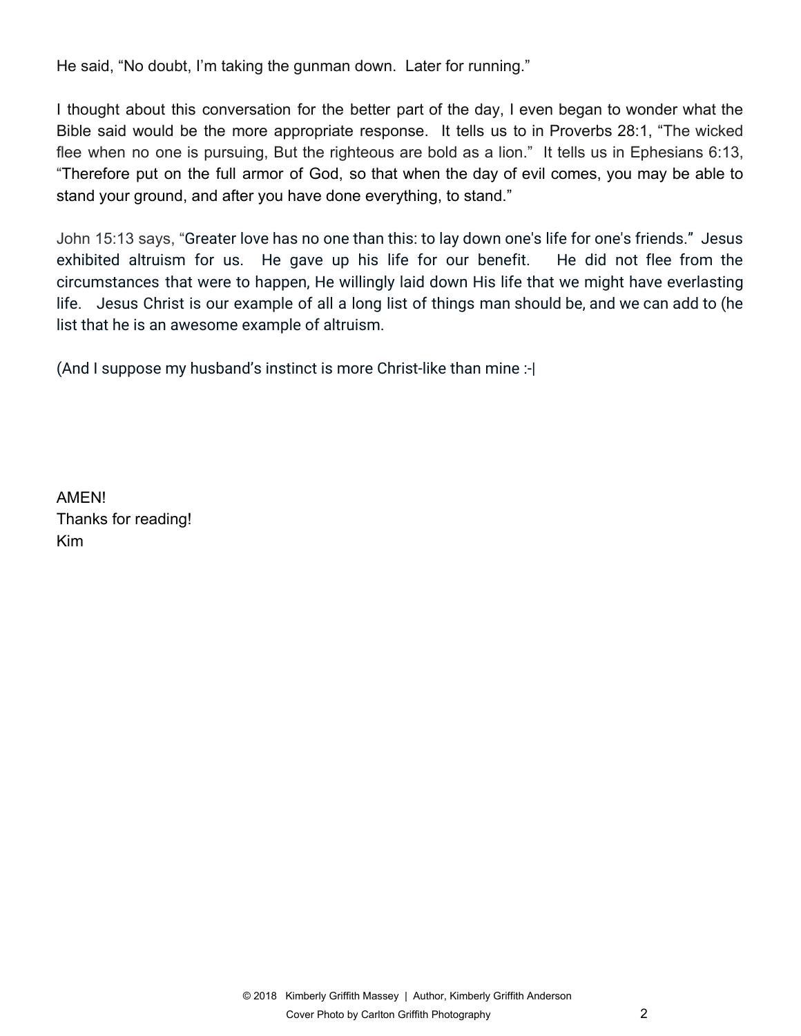He said, "No doubt, I'm taking the gunman down. Later for running."

I thought about this conversation for the better part of the day, I even began to wonder what the Bible said would be the more appropriate response. It tells us to in Proverbs 28:1, "The wicked flee when no one is pursuing, But the righteous are bold as a lion." It tells us in Ephesians 6:13, "Therefore put on the full armor of God, so that when the day of evil comes, you may be able to stand your ground, and after you have done everything, to stand."

John 15:13 says, "Greater love has no one than this: to lay down one's life for one's friends." Jesus exhibited altruism for us. He gave up his life for our benefit. He did not flee from the circumstances that were to happen, He willingly laid down His life that we might have everlasting life. Jesus Christ is our example of all a long list of things man should be, and we can add to (he list that he is an awesome example of altruism.

(And I suppose my husband's instinct is more Christ-like than mine :-|

AMEN!
Thanks for reading!
Kim

© 2018 Kimberly Griffith Massey | Author, Kimberly Griffith Anderson
Cover Photo by Carlton Griffith Photography